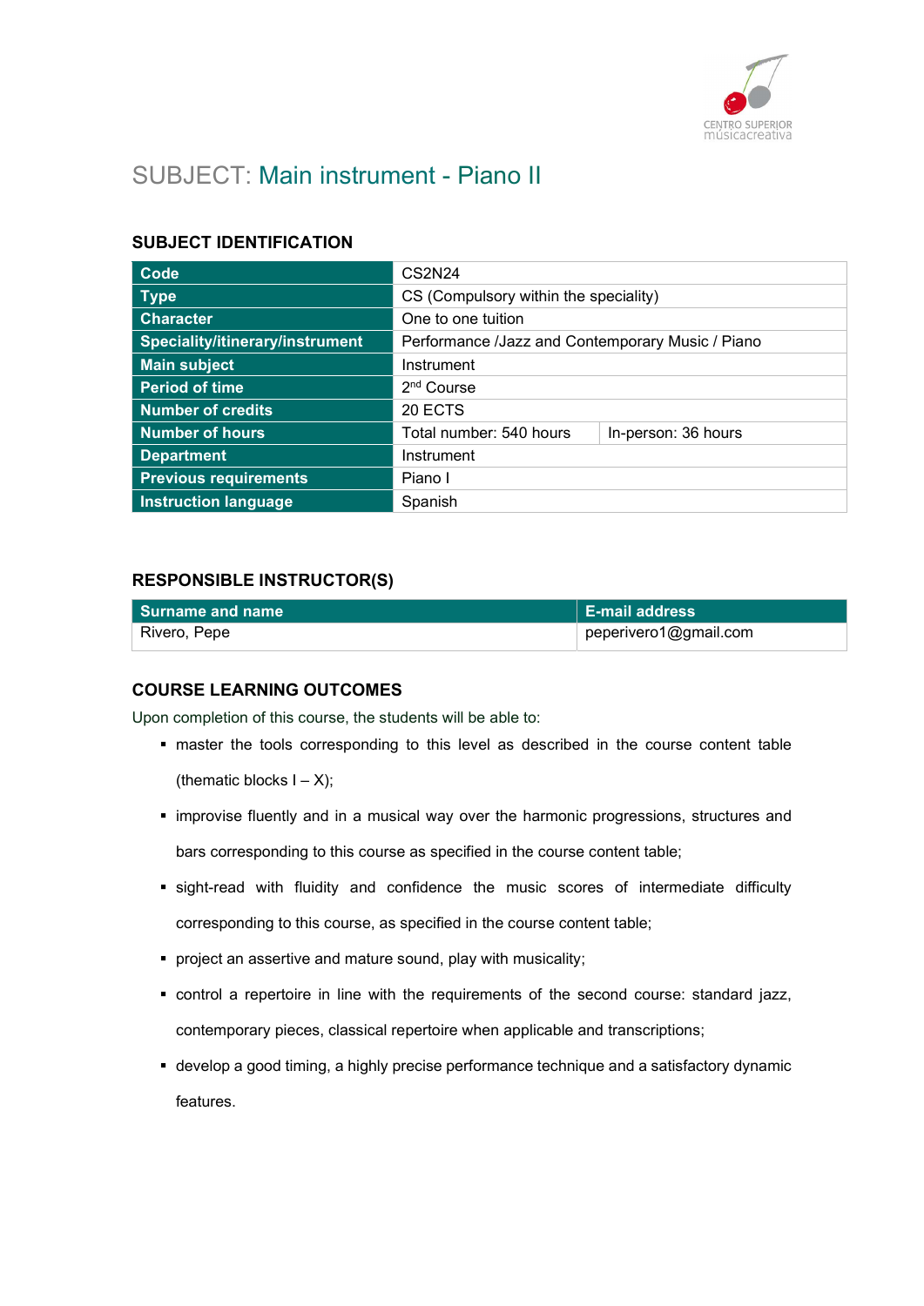# SUBJECT: Main instrument - Piano II

## SUBJECT IDENTIFICATION

| | | |
|---|---|---|
| **Code** | CS2N24 | |
| **Type** | CS (Compulsory within the speciality) | |
| **Character** | One to one tuition | |
| **Speciality/itinerary/instrument** | Performance /Jazz and Contemporary Music / Piano | |
| **Main subject** | Instrument | |
| **Period of time** | 2nd Course | |
| **Number of credits** | 20 ECTS | |
| **Number of hours** | Total number: 540 hours | In-person: 36 hours |
| **Department** | Instrument | |
| **Previous requirements** | Piano I | |
| **Instruction language** | Spanish | |

## RESPONSIBLE INSTRUCTOR(S)

| Surname and name | E-mail address |
|---|---|
| Rivero, Pepe | peperivero1@gmail.com |

## COURSE LEARNING OUTCOMES

Upon completion of this course, the students will be able to:

- master the tools corresponding to this level as described in the course content table (thematic blocks I – X);
- improvise fluently and in a musical way over the harmonic progressions, structures and bars corresponding to this course as specified in the course content table;
- sight-read with fluidity and confidence the music scores of intermediate difficulty corresponding to this course, as specified in the course content table;
- project an assertive and mature sound, play with musicality;
- control a repertoire in line with the requirements of the second course: standard jazz, contemporary pieces, classical repertoire when applicable and transcriptions;
- develop a good timing, a highly precise performance technique and a satisfactory dynamic features.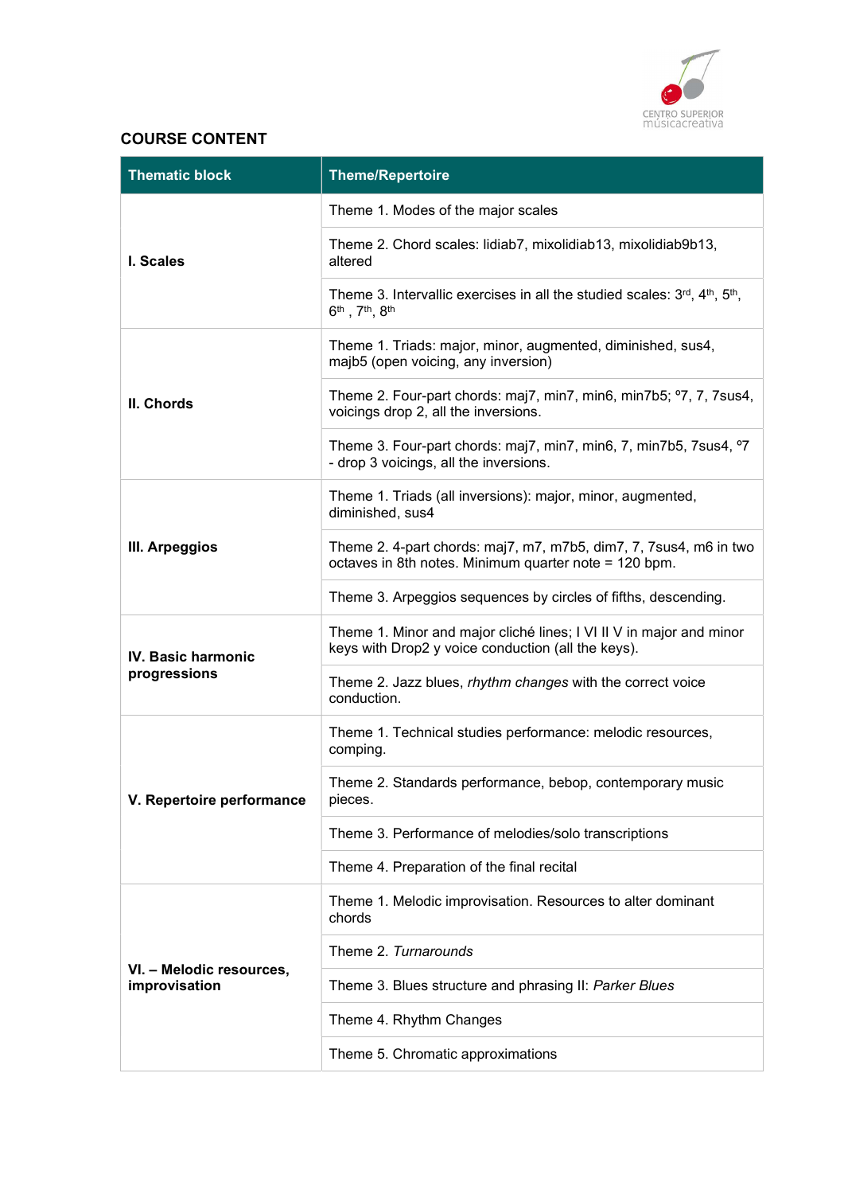## COURSE CONTENT

| Thematic block | Theme/Repertoire |
|---|---|
| **I. Scales** | Theme 1. Modes of the major scales |
| | Theme 2. Chord scales: lidiab7, mixolidiab13, mixolidiab9b13, altered |
| | Theme 3. Intervallic exercises in all the studied scales: 3rd, 4th, 5th, 6th , 7th, 8th |
| **II. Chords** | Theme 1. Triads: major, minor, augmented, diminished, sus4, majb5 (open voicing, any inversion) |
| | Theme 2. Four-part chords: maj7, min7, min6, min7b5; º7, 7, 7sus4, voicings drop 2, all the inversions. |
| | Theme 3. Four-part chords: maj7, min7, min6, 7, min7b5, 7sus4, º7 - drop 3 voicings, all the inversions. |
| **III. Arpeggios** | Theme 1. Triads (all inversions): major, minor, augmented, diminished, sus4 |
| | Theme 2. 4-part chords: maj7, m7, m7b5, dim7, 7, 7sus4, m6 in two octaves in 8th notes. Minimum quarter note = 120 bpm. |
| | Theme 3. Arpeggios sequences by circles of fifths, descending. |
| **IV. Basic harmonic progressions** | Theme 1. Minor and major cliché lines; I VI II V in major and minor keys with Drop2 y voice conduction (all the keys). |
| | Theme 2. Jazz blues, *rhythm changes* with the correct voice conduction. |
| **V. Repertoire performance** | Theme 1. Technical studies performance: melodic resources, comping. |
| | Theme 2. Standards performance, bebop, contemporary music pieces. |
| | Theme 3. Performance of melodies/solo transcriptions |
| | Theme 4. Preparation of the final recital |
| **VI. – Melodic resources, improvisation** | Theme 1. Melodic improvisation. Resources to alter dominant chords |
| | Theme 2. *Turnarounds* |
| | Theme 3. Blues structure and phrasing II: *Parker Blues* |
| | Theme 4. Rhythm Changes |
| | Theme 5. Chromatic approximations |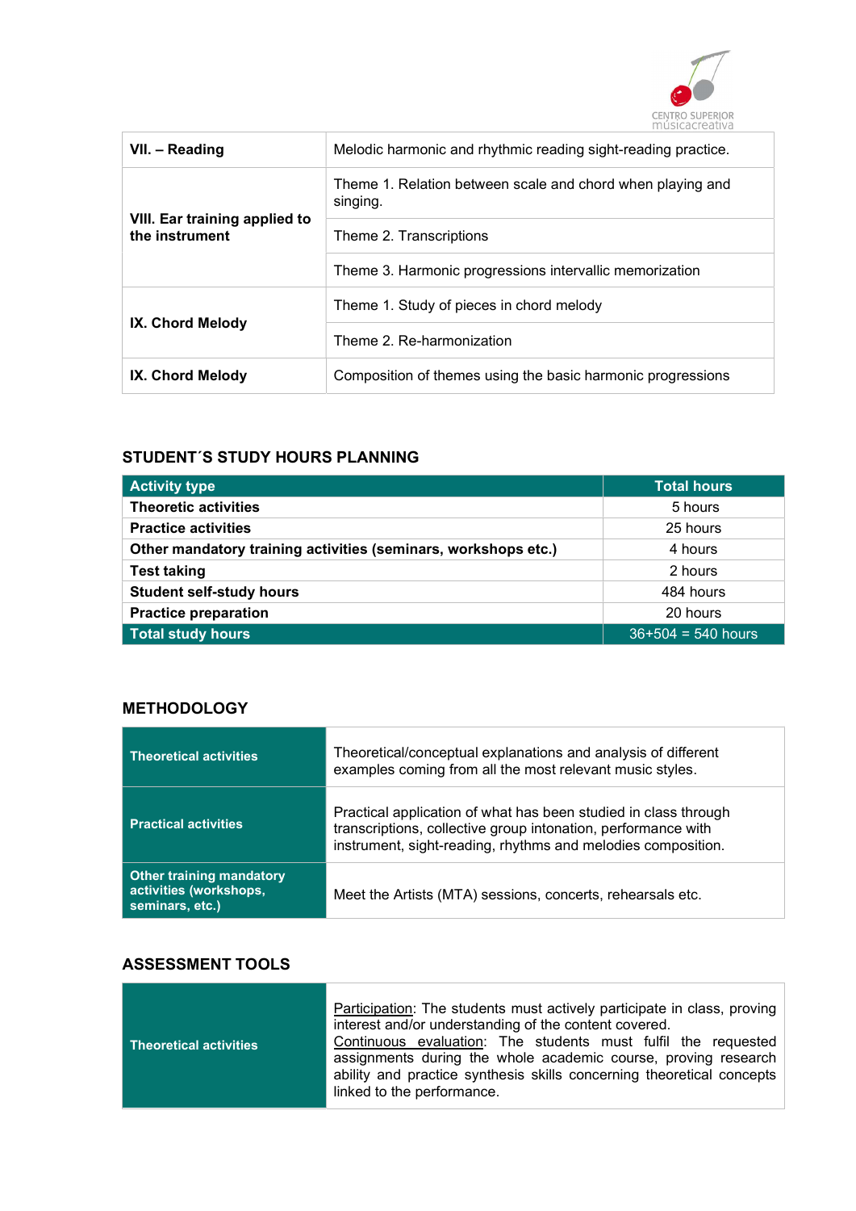| | |
|---|---|
| **VII. – Reading** | Melodic harmonic and rhythmic reading sight-reading practice. |
| **VIII. Ear training applied to the instrument** | Theme 1. Relation between scale and chord when playing and singing. |
| | Theme 2. Transcriptions |
| | Theme 3. Harmonic progressions intervallic memorization |
| **IX. Chord Melody** | Theme 1. Study of pieces in chord melody |
| | Theme 2. Re-harmonization |
| **IX. Chord Melody** | Composition of themes using the basic harmonic progressions |

## STUDENT´S STUDY HOURS PLANNING

| Activity type | Total hours |
|---|---|
| **Theoretic activities** | 5 hours |
| **Practice activities** | 25 hours |
| **Other mandatory training activities (seminars, workshops etc.)** | 4 hours |
| **Test taking** | 2 hours |
| **Student self-study hours** | 484 hours |
| **Practice preparation** | 20 hours |
| **Total study hours** | 36+504 = 540 hours |

## METHODOLOGY

| | |
|---|---|
| **Theoretical activities** | Theoretical/conceptual explanations and analysis of different examples coming from all the most relevant music styles. |
| **Practical activities** | Practical application of what has been studied in class through transcriptions, collective group intonation, performance with instrument, sight-reading, rhythms and melodies composition. |
| **Other training mandatory activities (workshops, seminars, etc.)** | Meet the Artists (MTA) sessions, concerts, rehearsals etc. |

## ASSESSMENT TOOLS

| | |
|---|---|
| **Theoretical activities** | Participation: The students must actively participate in class, proving interest and/or understanding of the content covered. Continuous evaluation: The students must fulfil the requested assignments during the whole academic course, proving research ability and practice synthesis skills concerning theoretical concepts linked to the performance. |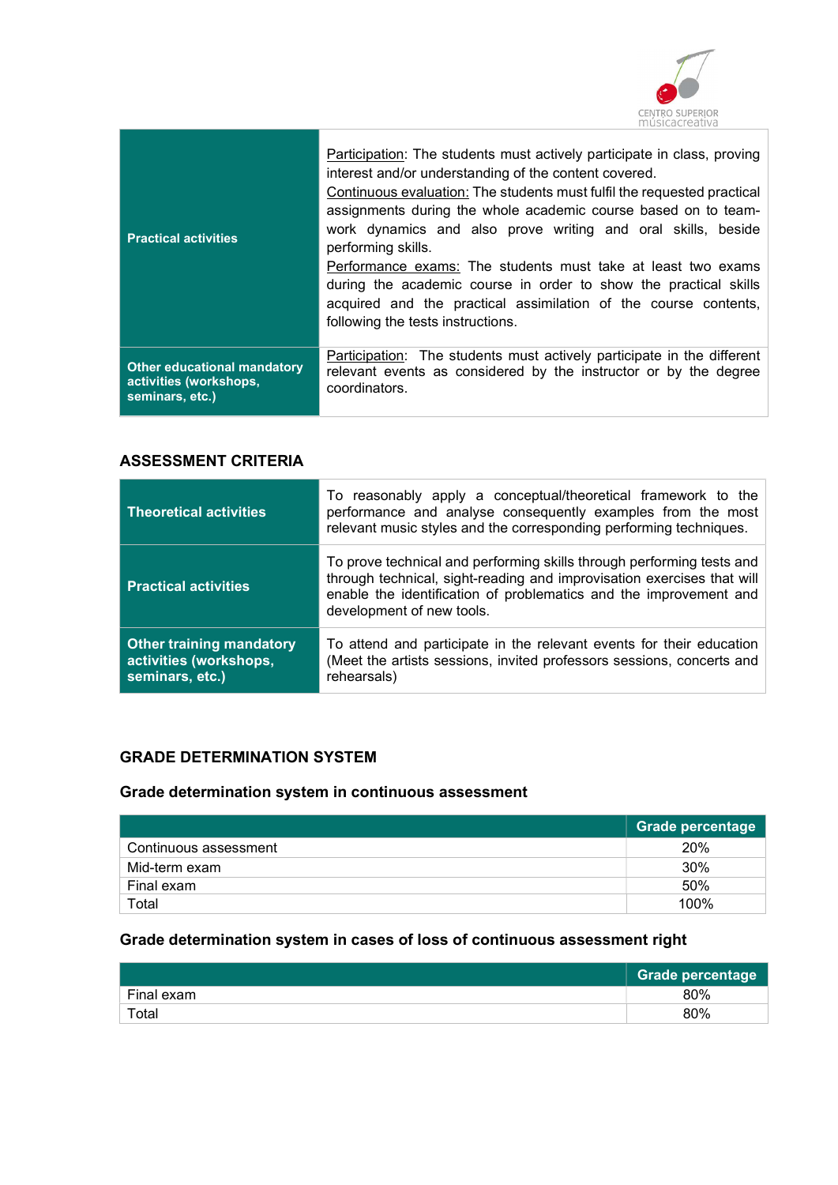| | |
|---|---|
| **Practical activities** | Participation: The students must actively participate in class, proving interest and/or understanding of the content covered.<br>Continuous evaluation: The students must fulfil the requested practical assignments during the whole academic course based on to team-work dynamics and also prove writing and oral skills, beside performing skills.<br>Performance exams: The students must take at least two exams during the academic course in order to show the practical skills acquired and the practical assimilation of the course contents, following the tests instructions. |
| **Other educational mandatory activities (workshops, seminars, etc.)** | Participation: The students must actively participate in the different relevant events as considered by the instructor or by the degree coordinators. |

## ASSESSMENT CRITERIA

| | |
|---|---|
| **Theoretical activities** | To reasonably apply a conceptual/theoretical framework to the performance and analyse consequently examples from the most relevant music styles and the corresponding performing techniques. |
| **Practical activities** | To prove technical and performing skills through performing tests and through technical, sight-reading and improvisation exercises that will enable the identification of problematics and the improvement and development of new tools. |
| **Other training mandatory activities (workshops, seminars, etc.)** | To attend and participate in the relevant events for their education (Meet the artists sessions, invited professors sessions, concerts and rehearsals) |

## GRADE DETERMINATION SYSTEM

### Grade determination system in continuous assessment

| | Grade percentage |
|---|---|
| Continuous assessment | 20% |
| Mid-term exam | 30% |
| Final exam | 50% |
| Total | 100% |

### Grade determination system in cases of loss of continuous assessment right

| | Grade percentage |
|---|---|
| Final exam | 80% |
| Total | 80% |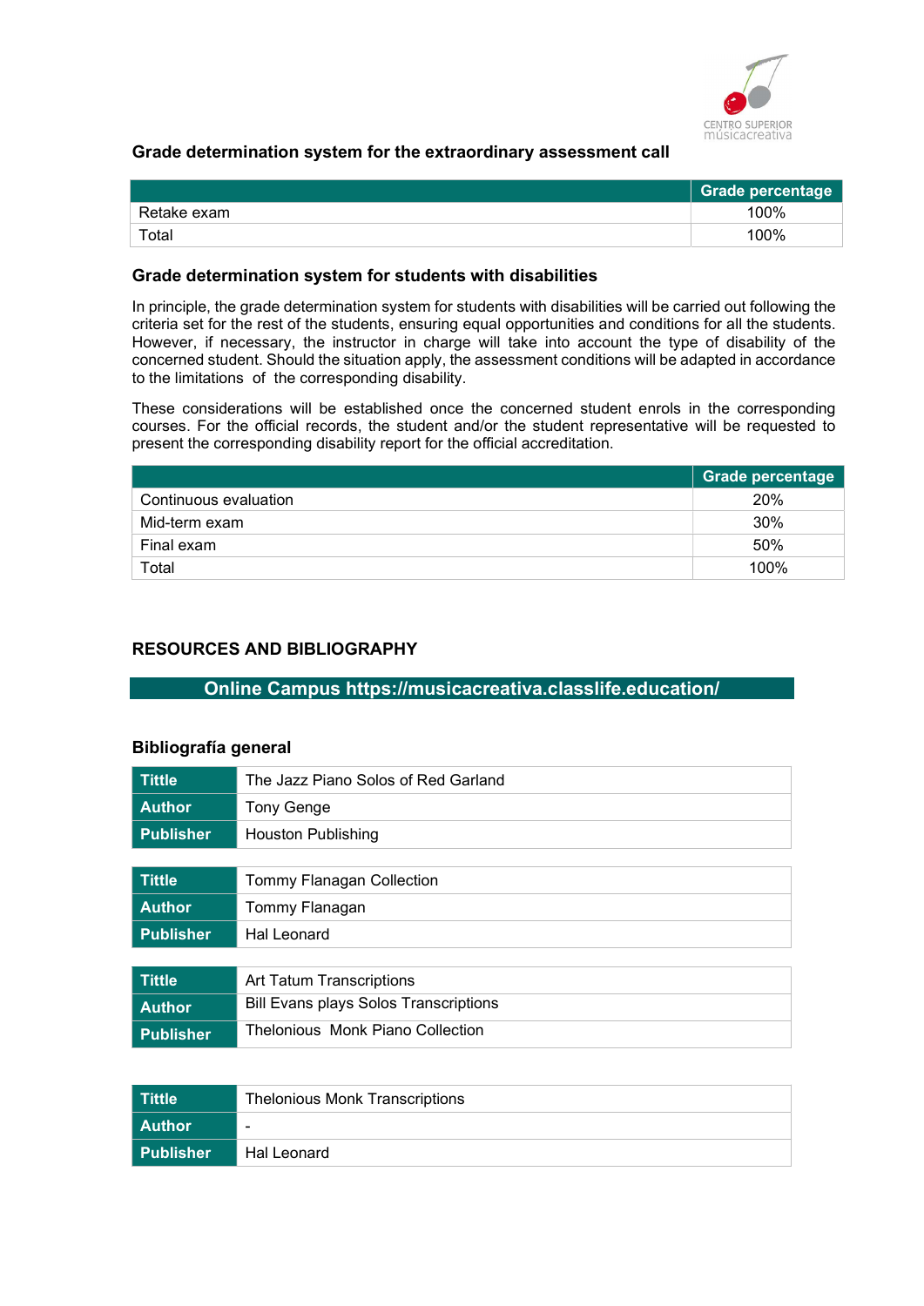### Grade determination system for the extraordinary assessment call

| | Grade percentage |
|---|---|
| Retake exam | 100% |
| Total | 100% |

### Grade determination system for students with disabilities

In principle, the grade determination system for students with disabilities will be carried out following the criteria set for the rest of the students, ensuring equal opportunities and conditions for all the students. However, if necessary, the instructor in charge will take into account the type of disability of the concerned student. Should the situation apply, the assessment conditions will be adapted in accordance to the limitations of the corresponding disability.

These considerations will be established once the concerned student enrols in the corresponding courses. For the official records, the student and/or the student representative will be requested to present the corresponding disability report for the official accreditation.

| | Grade percentage |
|---|---|
| Continuous evaluation | 20% |
| Mid-term exam | 30% |
| Final exam | 50% |
| Total | 100% |

## RESOURCES AND BIBLIOGRAPHY

**Online Campus https://musicacreativa.classlife.education/**

### Bibliografía general

| | |
|---|---|
| **Tittle** | The Jazz Piano Solos of Red Garland |
| **Author** | Tony Genge |
| **Publisher** | Houston Publishing |

| | |
|---|---|
| **Tittle** | Tommy Flanagan Collection |
| **Author** | Tommy Flanagan |
| **Publisher** | Hal Leonard |

| | |
|---|---|
| **Tittle** | Art Tatum Transcriptions |
| **Author** | Bill Evans plays Solos Transcriptions |
| **Publisher** | Thelonious Monk Piano Collection |

| | |
|---|---|
| **Tittle** | Thelonious Monk Transcriptions |
| **Author** | - |
| **Publisher** | Hal Leonard |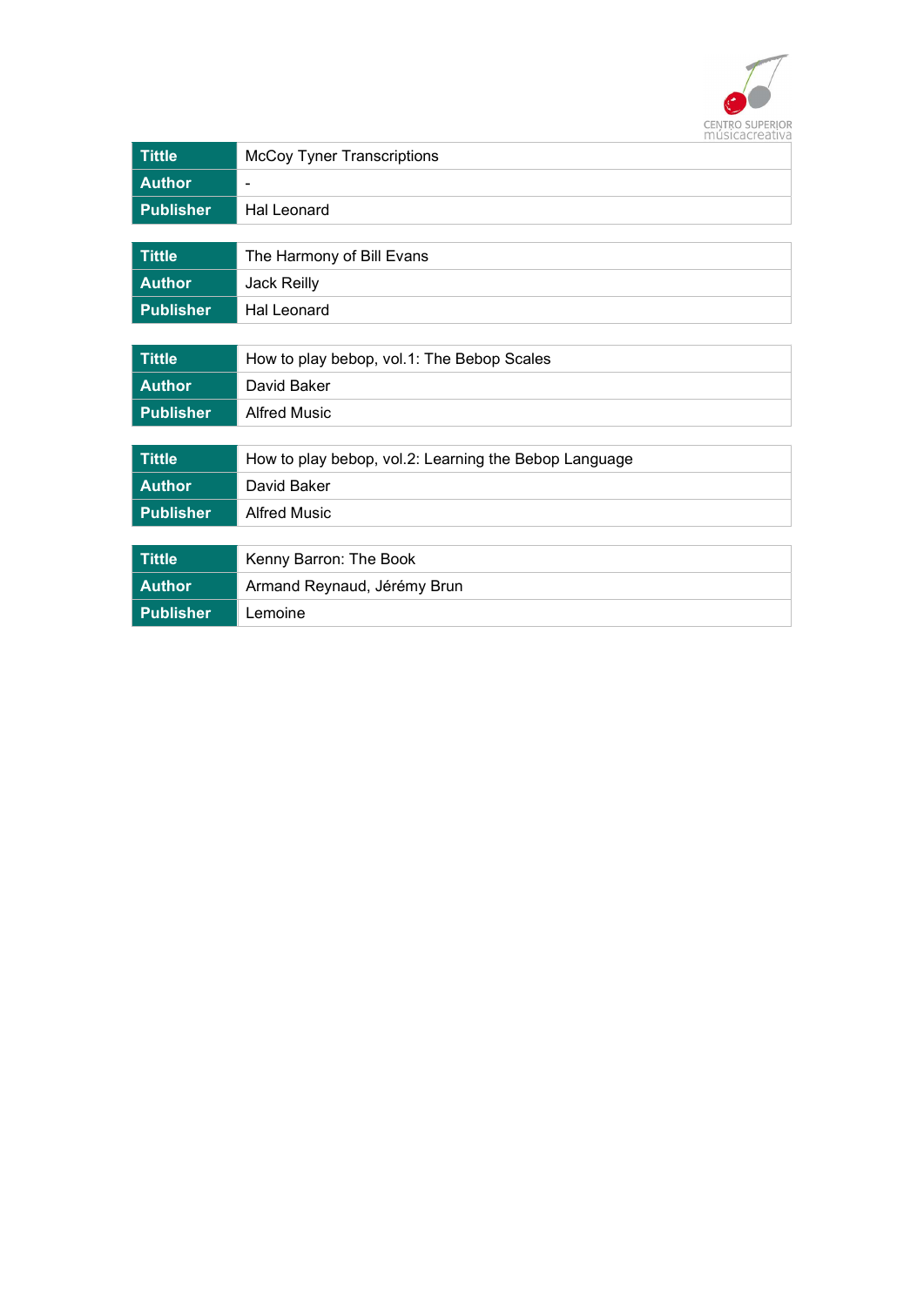| | |
|---|---|
| **Tittle** | McCoy Tyner Transcriptions |
| **Author** | - |
| **Publisher** | Hal Leonard |

| | |
|---|---|
| **Tittle** | The Harmony of Bill Evans |
| **Author** | Jack Reilly |
| **Publisher** | Hal Leonard |

| | |
|---|---|
| **Tittle** | How to play bebop, vol.1: The Bebop Scales |
| **Author** | David Baker |
| **Publisher** | Alfred Music |

| | |
|---|---|
| **Tittle** | How to play bebop, vol.2: Learning the Bebop Language |
| **Author** | David Baker |
| **Publisher** | Alfred Music |

| | |
|---|---|
| **Tittle** | Kenny Barron: The Book |
| **Author** | Armand Reynaud, Jérémy Brun |
| **Publisher** | Lemoine |